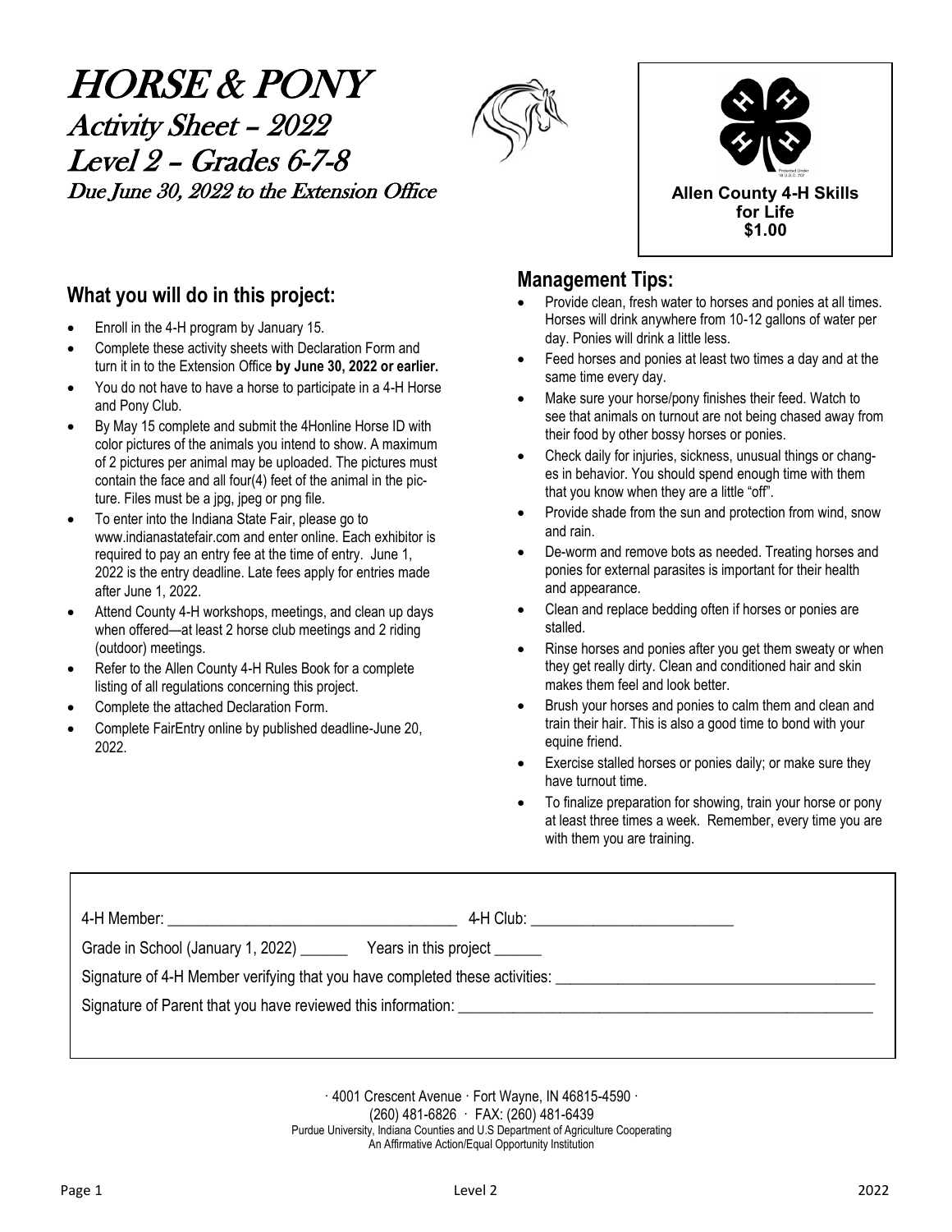# HORSE & PONY

## Activity Sheet – 2022

## Level 2 – Grades 6-7-8

### Due June 30, 2022 to the Extension Office

**Allen County 4-H Skills for Life**
**$1.00**

## What you will do in this project:

- Enroll in the 4-H program by January 15.
- Complete these activity sheets with Declaration Form and turn it in to the Extension Office **by June 30, 2022 or earlier.**
- You do not have to have a horse to participate in a 4-H Horse and Pony Club.
- By May 15 complete and submit the 4Honline Horse ID with color pictures of the animals you intend to show. A maximum of 2 pictures per animal may be uploaded. The pictures must contain the face and all four(4) feet of the animal in the picture. Files must be a jpg, jpeg or png file.
- To enter into the Indiana State Fair, please go to www.indianastatefair.com and enter online. Each exhibitor is required to pay an entry fee at the time of entry. June 1, 2022 is the entry deadline. Late fees apply for entries made after June 1, 2022.
- Attend County 4-H workshops, meetings, and clean up days when offered—at least 2 horse club meetings and 2 riding (outdoor) meetings.
- Refer to the Allen County 4-H Rules Book for a complete listing of all regulations concerning this project.
- Complete the attached Declaration Form.
- Complete FairEntry online by published deadline-June 20, 2022.

## Management Tips:

- Provide clean, fresh water to horses and ponies at all times. Horses will drink anywhere from 10-12 gallons of water per day. Ponies will drink a little less.
- Feed horses and ponies at least two times a day and at the same time every day.
- Make sure your horse/pony finishes their feed. Watch to see that animals on turnout are not being chased away from their food by other bossy horses or ponies.
- Check daily for injuries, sickness, unusual things or changes in behavior. You should spend enough time with them that you know when they are a little "off".
- Provide shade from the sun and protection from wind, snow and rain.
- De-worm and remove bots as needed. Treating horses and ponies for external parasites is important for their health and appearance.
- Clean and replace bedding often if horses or ponies are stalled.
- Rinse horses and ponies after you get them sweaty or when they get really dirty. Clean and conditioned hair and skin makes them feel and look better.
- Brush your horses and ponies to calm them and clean and train their hair. This is also a good time to bond with your equine friend.
- Exercise stalled horses or ponies daily; or make sure they have turnout time.
- To finalize preparation for showing, train your horse or pony at least three times a week. Remember, every time you are with them you are training.

4-H Member: ______________________________ 4-H Club: ______________________

Grade in School (January 1, 2022) ______ Years in this project ______

Signature of 4-H Member verifying that you have completed these activities: ______________________________

Signature of Parent that you have reviewed this information: ______________________________

· 4001 Crescent Avenue · Fort Wayne, IN 46815-4590 ·
(260) 481-6826 · FAX: (260) 481-6439
Purdue University, Indiana Counties and U.S Department of Agriculture Cooperating
An Affirmative Action/Equal Opportunity Institution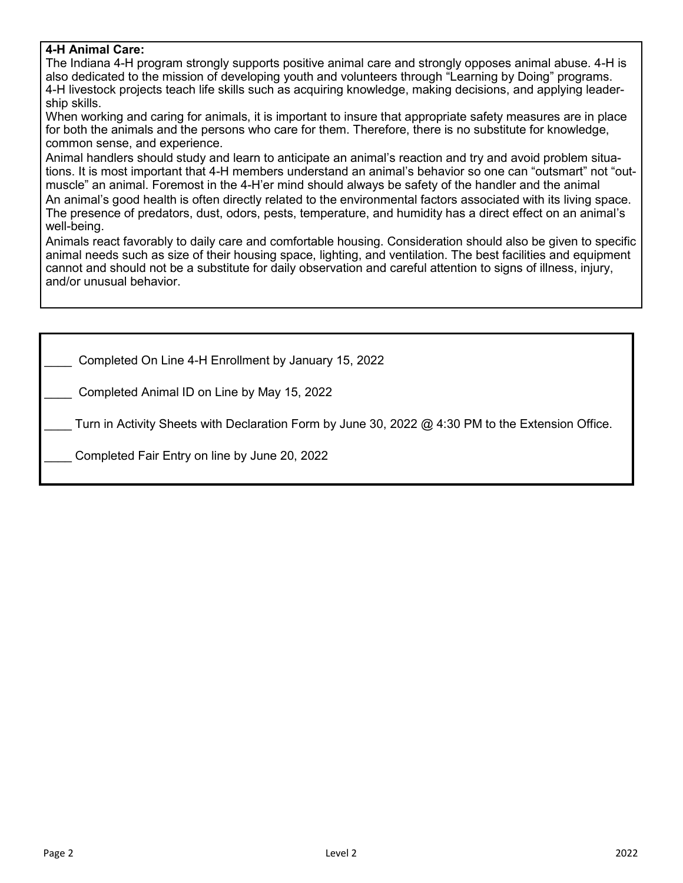**4-H Animal Care:**

The Indiana 4-H program strongly supports positive animal care and strongly opposes animal abuse. 4-H is also dedicated to the mission of developing youth and volunteers through "Learning by Doing" programs. 4-H livestock projects teach life skills such as acquiring knowledge, making decisions, and applying leadership skills.

When working and caring for animals, it is important to insure that appropriate safety measures are in place for both the animals and the persons who care for them. Therefore, there is no substitute for knowledge, common sense, and experience.

Animal handlers should study and learn to anticipate an animal's reaction and try and avoid problem situations. It is most important that 4-H members understand an animal's behavior so one can "outsmart" not "out-muscle" an animal. Foremost in the 4-H'er mind should always be safety of the handler and the animal

An animal's good health is often directly related to the environmental factors associated with its living space. The presence of predators, dust, odors, pests, temperature, and humidity has a direct effect on an animal's well-being.

Animals react favorably to daily care and comfortable housing. Consideration should also be given to specific animal needs such as size of their housing space, lighting, and ventilation. The best facilities and equipment cannot and should not be a substitute for daily observation and careful attention to signs of illness, injury, and/or unusual behavior.

____ Completed On Line 4-H Enrollment by January 15, 2022

____ Completed Animal ID on Line by May 15, 2022

____ Turn in Activity Sheets with Declaration Form by June 30, 2022 @ 4:30 PM to the Extension Office.

____ Completed Fair Entry on line by June 20, 2022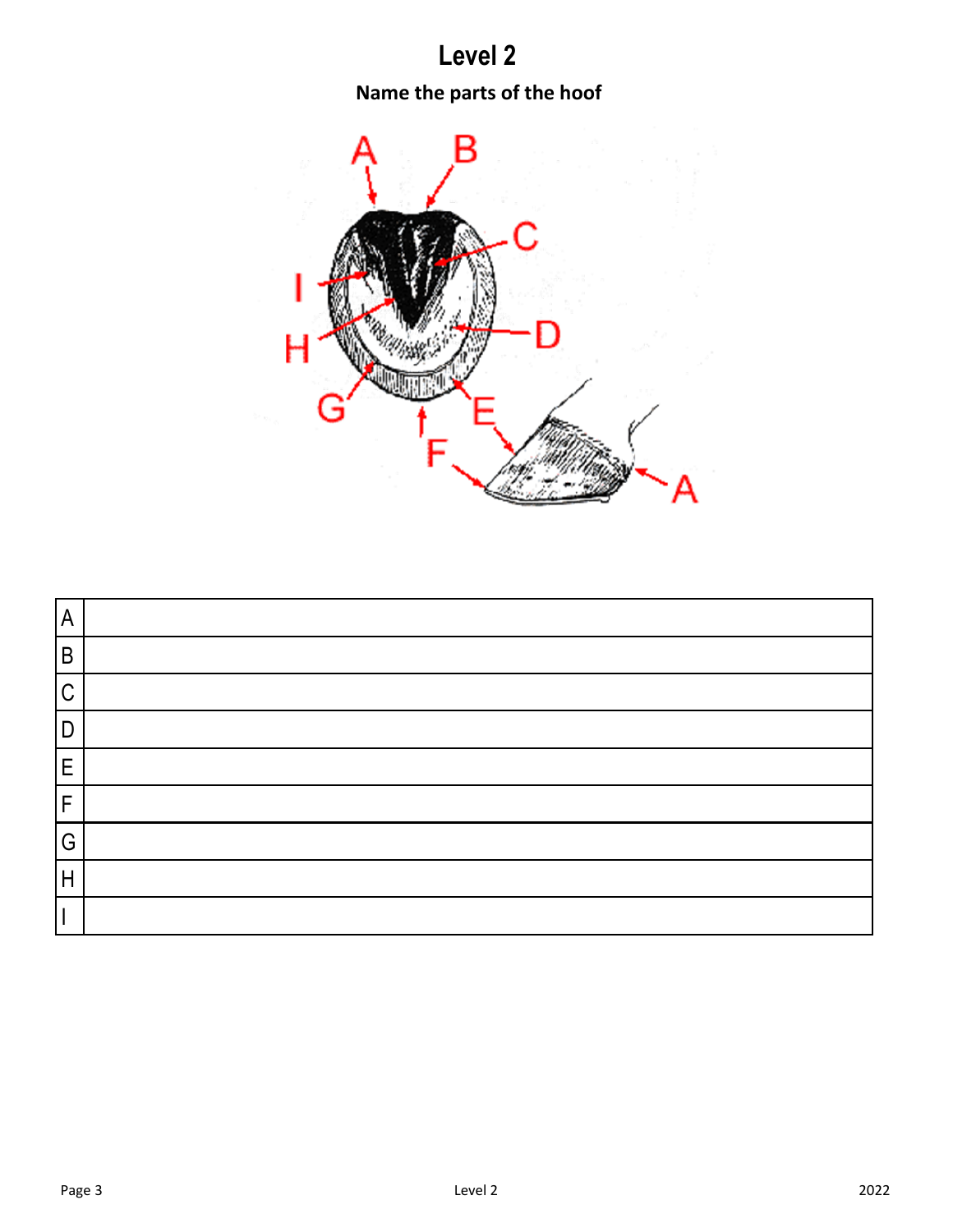# Level 2

**Name the parts of the hoof**

| | |
|---|---|
| A | |
| B | |
| C | |
| D | |
| E | |
| F | |
| G | |
| H | |
| I | |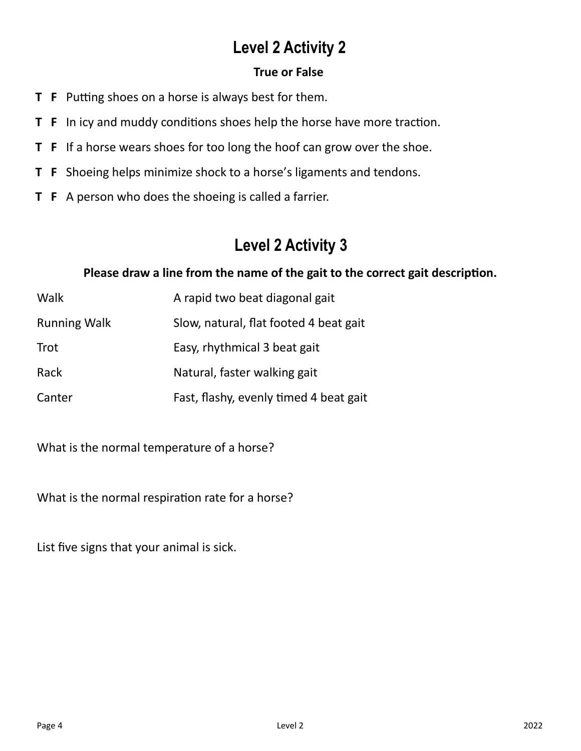# Level 2 Activity 2

**True or False**

**T F** Putting shoes on a horse is always best for them.

**T F** In icy and muddy conditions shoes help the horse have more traction.

**T F** If a horse wears shoes for too long the hoof can grow over the shoe.

**T F** Shoeing helps minimize shock to a horse's ligaments and tendons.

**T F** A person who does the shoeing is called a farrier.

# Level 2 Activity 3

**Please draw a line from the name of the gait to the correct gait description.**

| | |
|---|---|
| Walk | A rapid two beat diagonal gait |
| Running Walk | Slow, natural, flat footed 4 beat gait |
| Trot | Easy, rhythmical 3 beat gait |
| Rack | Natural, faster walking gait |
| Canter | Fast, flashy, evenly timed 4 beat gait |

What is the normal temperature of a horse?

What is the normal respiration rate for a horse?

List five signs that your animal is sick.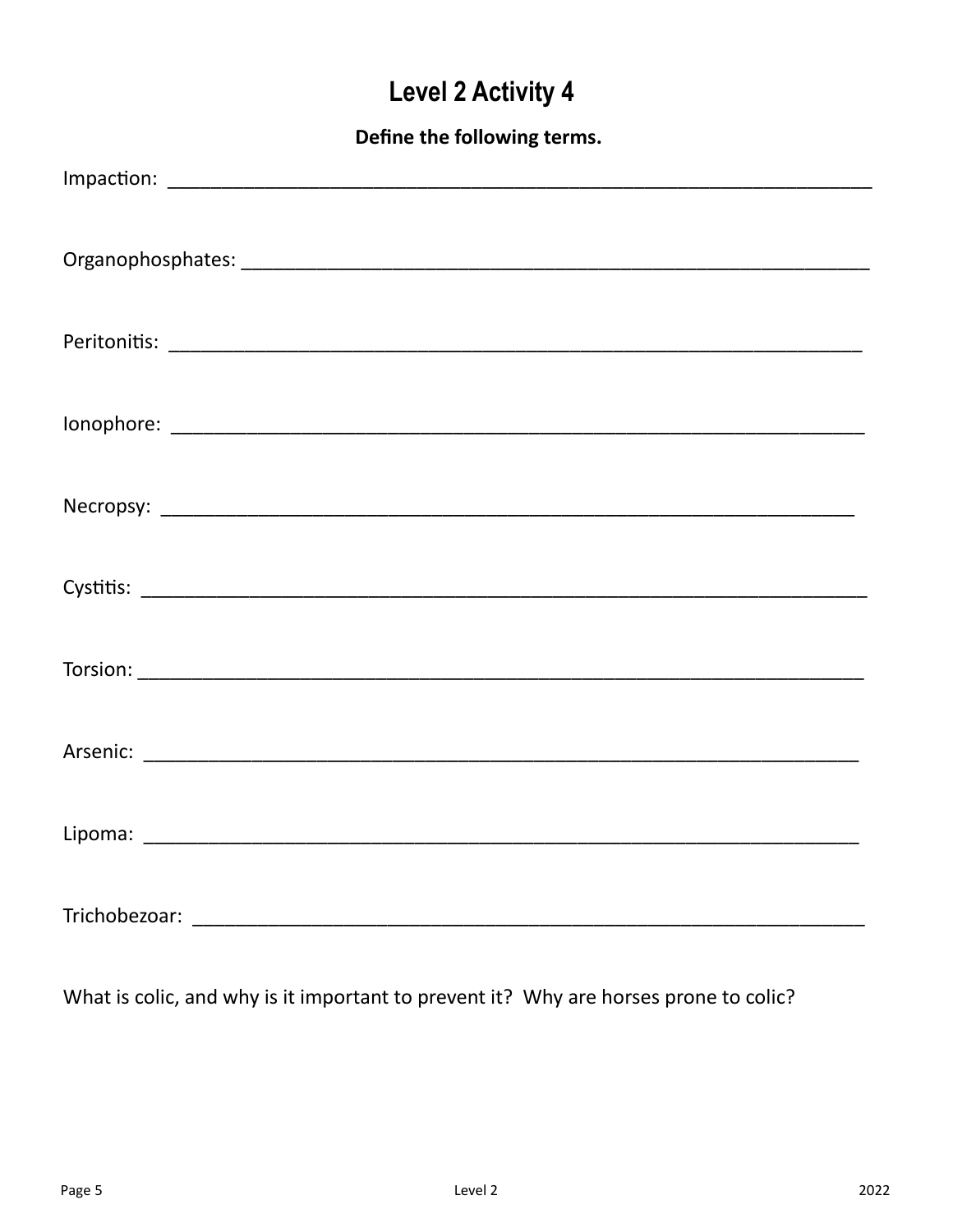# Level 2 Activity 4

**Define the following terms.**

Impaction: ____________________________________________________________________

Organophosphates: ______________________________________________________________

Peritonitis: ___________________________________________________________________

Ionophore: ____________________________________________________________________

Necropsy: _____________________________________________________________________

Cystitis: ______________________________________________________________________

Torsion: _______________________________________________________________________

Arsenic: _______________________________________________________________________

Lipoma: _______________________________________________________________________

Trichobezoar: __________________________________________________________________

What is colic, and why is it important to prevent it? Why are horses prone to colic?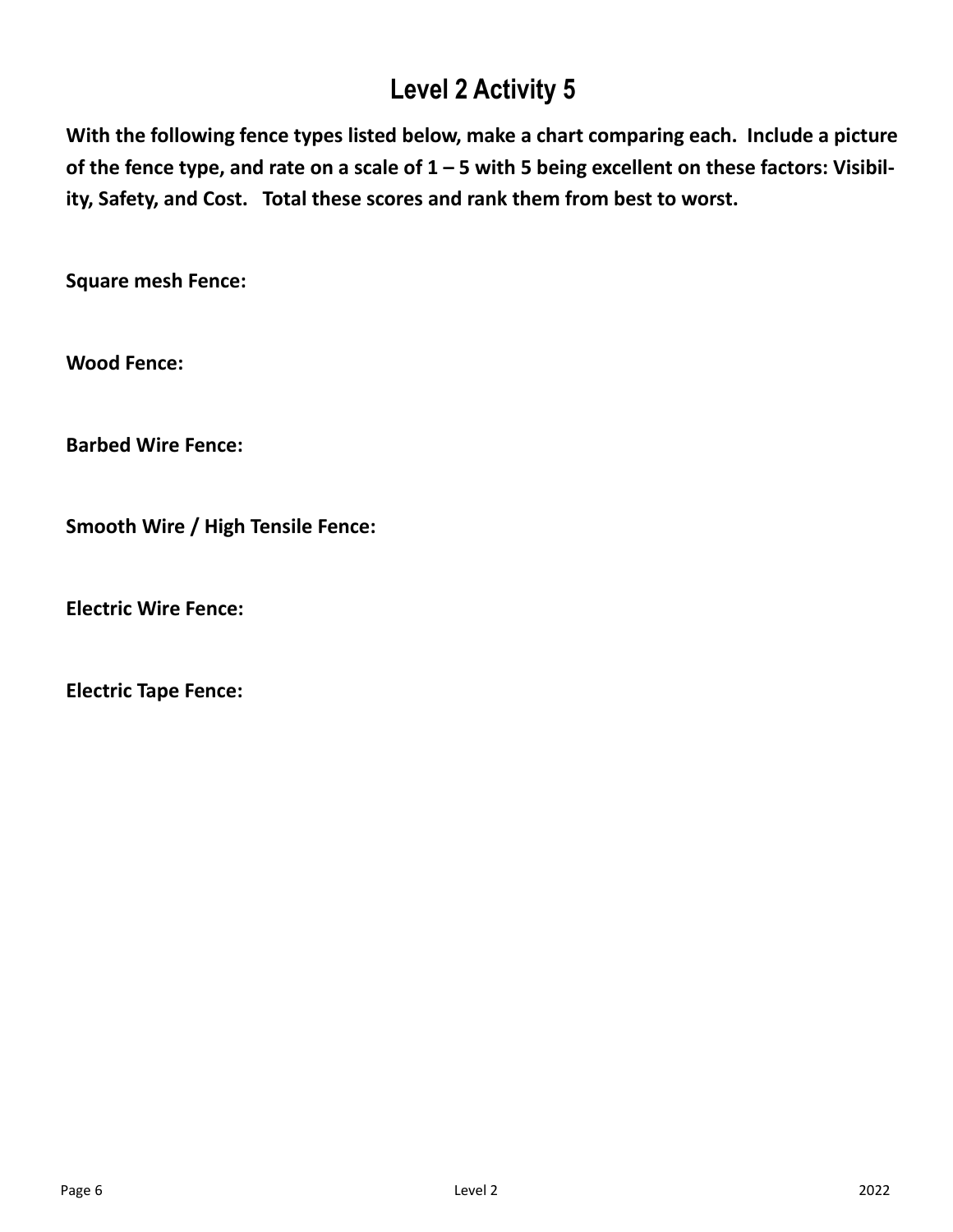# Level 2 Activity 5

**With the following fence types listed below, make a chart comparing each. Include a picture of the fence type, and rate on a scale of 1 – 5 with 5 being excellent on these factors: Visibility, Safety, and Cost. Total these scores and rank them from best to worst.**

**Square mesh Fence:**

**Wood Fence:**

**Barbed Wire Fence:**

**Smooth Wire / High Tensile Fence:**

**Electric Wire Fence:**

**Electric Tape Fence:**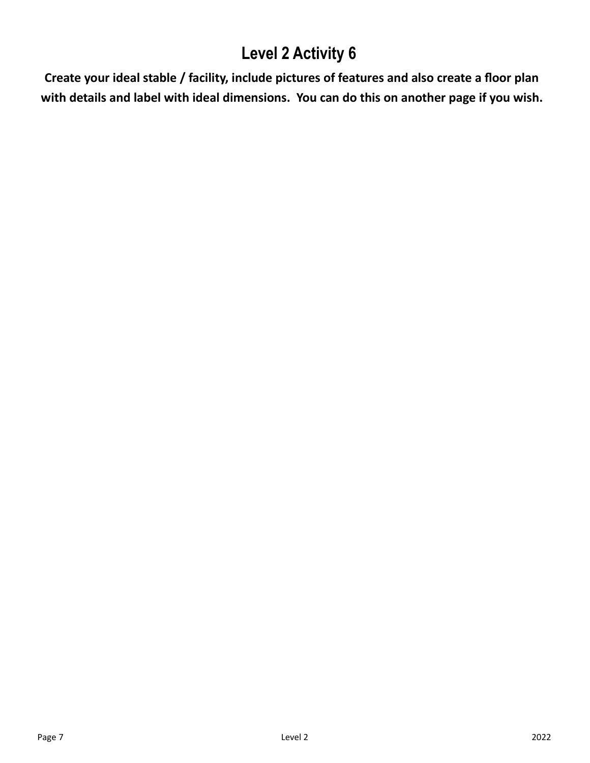# Level 2 Activity 6

**Create your ideal stable / facility, include pictures of features and also create a floor plan with details and label with ideal dimensions. You can do this on another page if you wish.**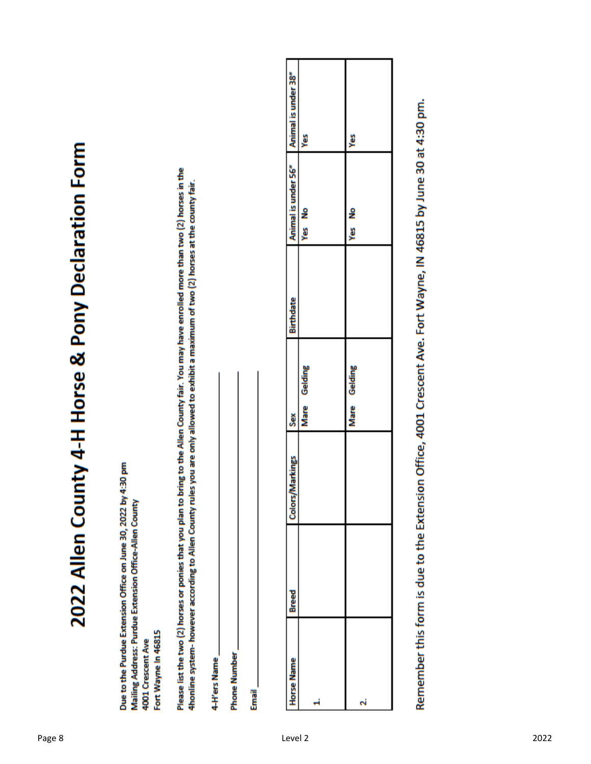# 2022 Allen County 4-H Horse & Pony Declaration Form

Due to the Purdue Extension Office on June 30, 2022 by 4:30 pm
Mailing Address: Purdue Extension Office-Allen County
4001 Crescent Ave
Fort Wayne In 46815

Please list the two (2) horses or ponies that you plan to bring to the Allen County fair. You may have enrolled more than two (2) horses in the 4honline system- however according to Allen County rules you are only allowed to exhibit a maximum of two (2) horses at the county fair.

4-H'ers Name ______________________

Phone Number ______________________

Email ______________________

| Horse Name | Breed | Colors/Markings | Sex | Birthdate | Animal is under 56" | Animal is under 38" |
|---|---|---|---|---|---|---|
| 1. | | | Mare Gelding | | Yes No | Yes |
| 2. | | | Mare Gelding | | Yes No | Yes |

Remember this form is due to the Extension Office, 4001 Crescent Ave. Fort Wayne, IN 46815 by June 30 at 4:30 pm.